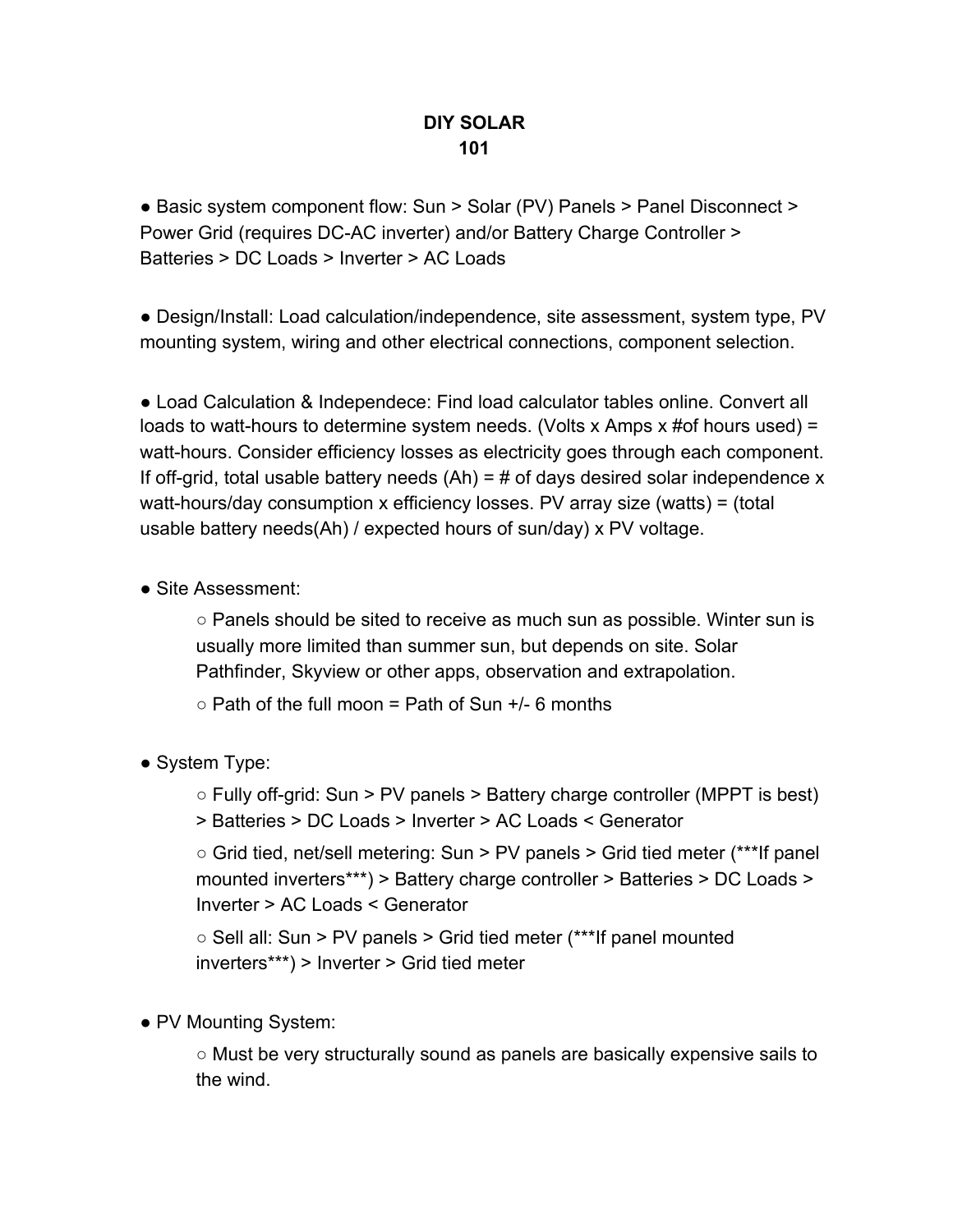# DIY SOLAR
# 101

- Basic system component flow: Sun > Solar (PV) Panels > Panel Disconnect > Power Grid (requires DC-AC inverter) and/or Battery Charge Controller > Batteries > DC Loads > Inverter > AC Loads

- Design/Install: Load calculation/independence, site assessment, system type, PV mounting system, wiring and other electrical connections, component selection.

- Load Calculation & Independece: Find load calculator tables online. Convert all loads to watt-hours to determine system needs. (Volts x Amps x #of hours used) = watt-hours. Consider efficiency losses as electricity goes through each component. If off-grid, total usable battery needs (Ah) = # of days desired solar independence x watt-hours/day consumption x efficiency losses. PV array size (watts) = (total usable battery needs(Ah) / expected hours of sun/day) x PV voltage.

- Site Assessment:
    - Panels should be sited to receive as much sun as possible. Winter sun is usually more limited than summer sun, but depends on site. Solar Pathfinder, Skyview or other apps, observation and extrapolation.
    - Path of the full moon = Path of Sun +/- 6 months

- System Type:
    - Fully off-grid: Sun > PV panels > Battery charge controller (MPPT is best) > Batteries > DC Loads > Inverter > AC Loads < Generator
    - Grid tied, net/sell metering: Sun > PV panels > Grid tied meter (***If panel mounted inverters***) > Battery charge controller > Batteries > DC Loads > Inverter > AC Loads < Generator
    - Sell all: Sun > PV panels > Grid tied meter (***If panel mounted inverters***) > Inverter > Grid tied meter

- PV Mounting System:
    - Must be very structurally sound as panels are basically expensive sails to the wind.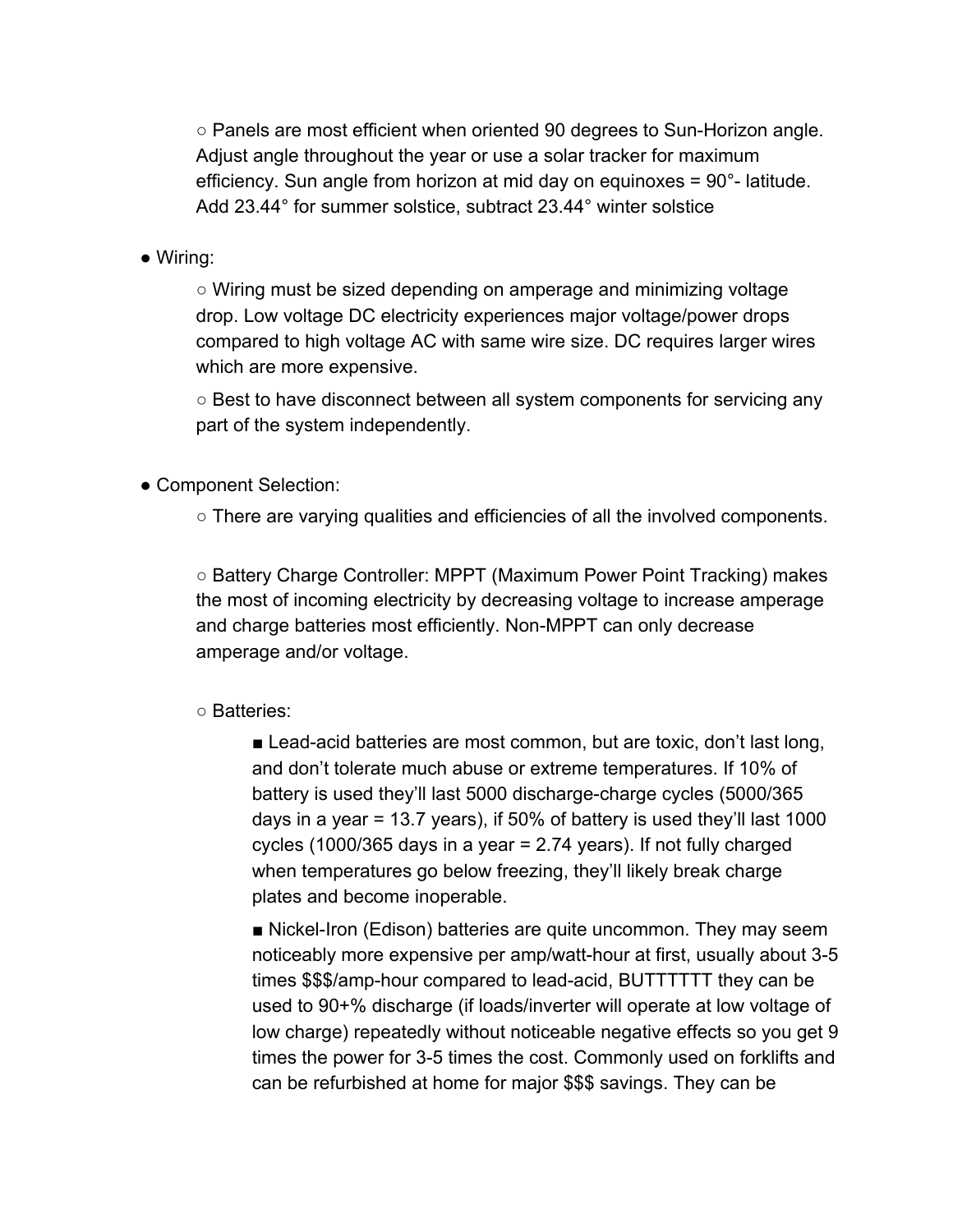- Panels are most efficient when oriented 90 degrees to Sun-Horizon angle. Adjust angle throughout the year or use a solar tracker for maximum efficiency. Sun angle from horizon at mid day on equinoxes = 90°- latitude. Add 23.44° for summer solstice, subtract 23.44° winter solstice

- Wiring:
    - Wiring must be sized depending on amperage and minimizing voltage drop. Low voltage DC electricity experiences major voltage/power drops compared to high voltage AC with same wire size. DC requires larger wires which are more expensive.
    - Best to have disconnect between all system components for servicing any part of the system independently.

- Component Selection:
    - There are varying qualities and efficiencies of all the involved components.

    - Battery Charge Controller: MPPT (Maximum Power Point Tracking) makes the most of incoming electricity by decreasing voltage to increase amperage and charge batteries most efficiently. Non-MPPT can only decrease amperage and/or voltage.

    - Batteries:
        - Lead-acid batteries are most common, but are toxic, don't last long, and don't tolerate much abuse or extreme temperatures. If 10% of battery is used they'll last 5000 discharge-charge cycles (5000/365 days in a year = 13.7 years), if 50% of battery is used they'll last 1000 cycles (1000/365 days in a year = 2.74 years). If not fully charged when temperatures go below freezing, they'll likely break charge plates and become inoperable.
        - Nickel-Iron (Edison) batteries are quite uncommon. They may seem noticeably more expensive per amp/watt-hour at first, usually about 3-5 times $$$/amp-hour compared to lead-acid, BUTTTTTT they can be used to 90+% discharge (if loads/inverter will operate at low voltage of low charge) repeatedly without noticeable negative effects so you get 9 times the power for 3-5 times the cost. Commonly used on forklifts and can be refurbished at home for major $$$ savings. They can be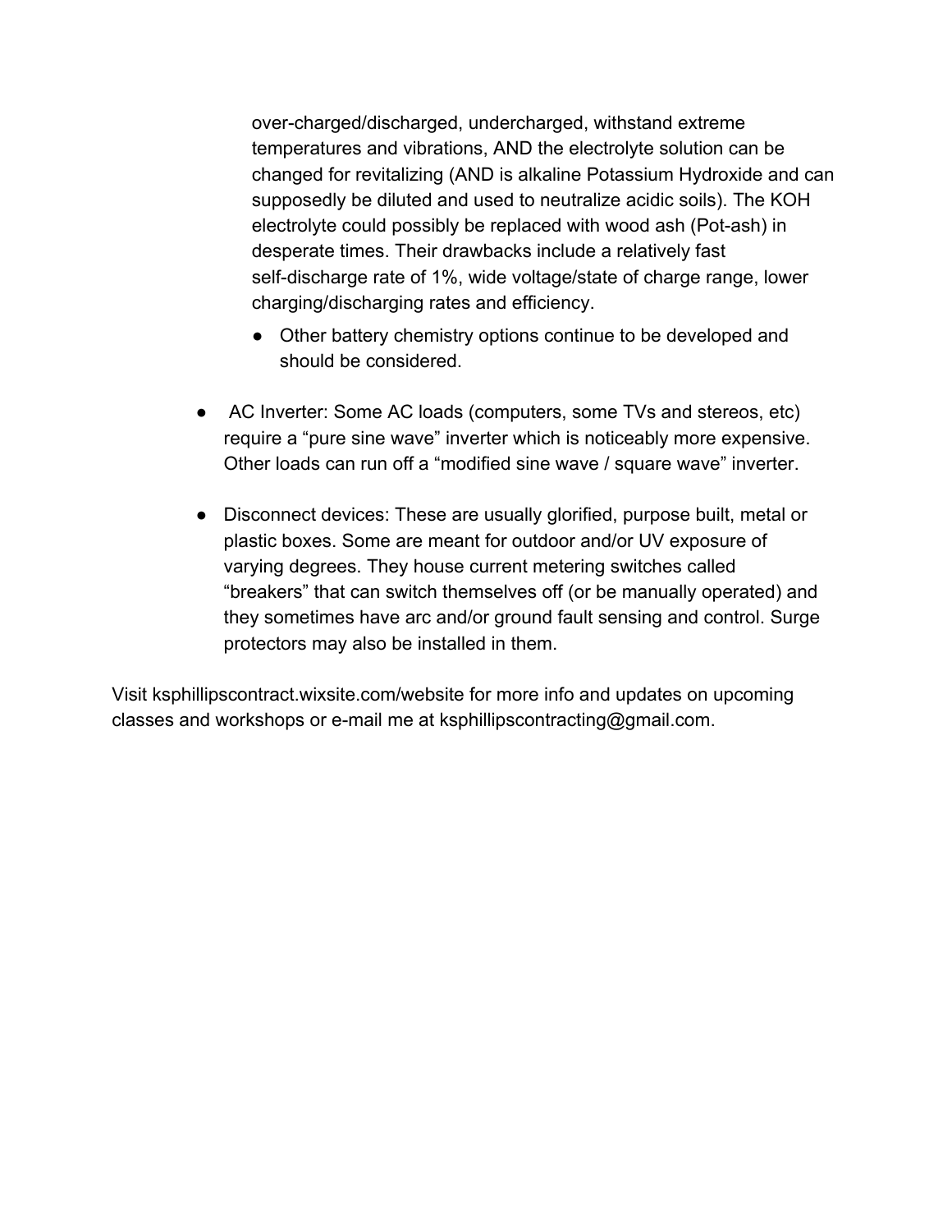over-charged/discharged, undercharged, withstand extreme temperatures and vibrations, AND the electrolyte solution can be changed for revitalizing (AND is alkaline Potassium Hydroxide and can supposedly be diluted and used to neutralize acidic soils). The KOH electrolyte could possibly be replaced with wood ash (Pot-ash) in desperate times. Their drawbacks include a relatively fast self-discharge rate of 1%, wide voltage/state of charge range, lower charging/discharging rates and efficiency.

  - Other battery chemistry options continue to be developed and should be considered.

- AC Inverter: Some AC loads (computers, some TVs and stereos, etc) require a "pure sine wave" inverter which is noticeably more expensive. Other loads can run off a "modified sine wave / square wave" inverter.

- Disconnect devices: These are usually glorified, purpose built, metal or plastic boxes. Some are meant for outdoor and/or UV exposure of varying degrees. They house current metering switches called "breakers" that can switch themselves off (or be manually operated) and they sometimes have arc and/or ground fault sensing and control. Surge protectors may also be installed in them.

Visit ksphillipscontract.wixsite.com/website for more info and updates on upcoming classes and workshops or e-mail me at ksphillipscontracting@gmail.com.